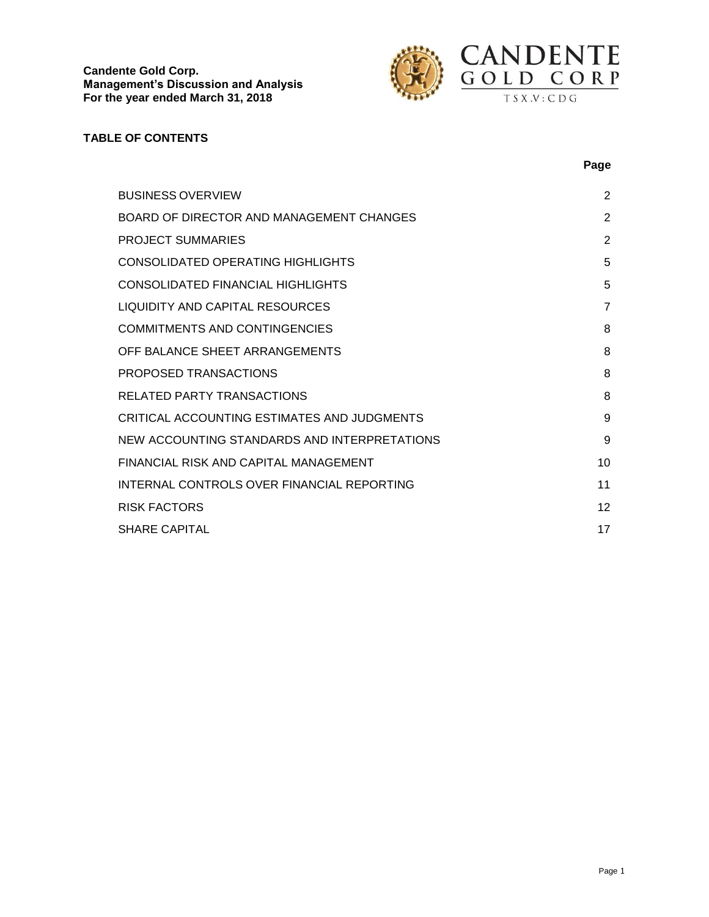**Candente Gold Corp.**
**Management's Discussion and Analysis**
**For the year ended March 31, 2018**

CANDENTE GOLD CORP

TSX.V:CDG

## TABLE OF CONTENTS

| | Page |
|---|---|
| BUSINESS OVERVIEW | 2 |
| BOARD OF DIRECTOR AND MANAGEMENT CHANGES | 2 |
| PROJECT SUMMARIES | 2 |
| CONSOLIDATED OPERATING HIGHLIGHTS | 5 |
| CONSOLIDATED FINANCIAL HIGHLIGHTS | 5 |
| LIQUIDITY AND CAPITAL RESOURCES | 7 |
| COMMITMENTS AND CONTINGENCIES | 8 |
| OFF BALANCE SHEET ARRANGEMENTS | 8 |
| PROPOSED TRANSACTIONS | 8 |
| RELATED PARTY TRANSACTIONS | 8 |
| CRITICAL ACCOUNTING ESTIMATES AND JUDGMENTS | 9 |
| NEW ACCOUNTING STANDARDS AND INTERPRETATIONS | 9 |
| FINANCIAL RISK AND CAPITAL MANAGEMENT | 10 |
| INTERNAL CONTROLS OVER FINANCIAL REPORTING | 11 |
| RISK FACTORS | 12 |
| SHARE CAPITAL | 17 |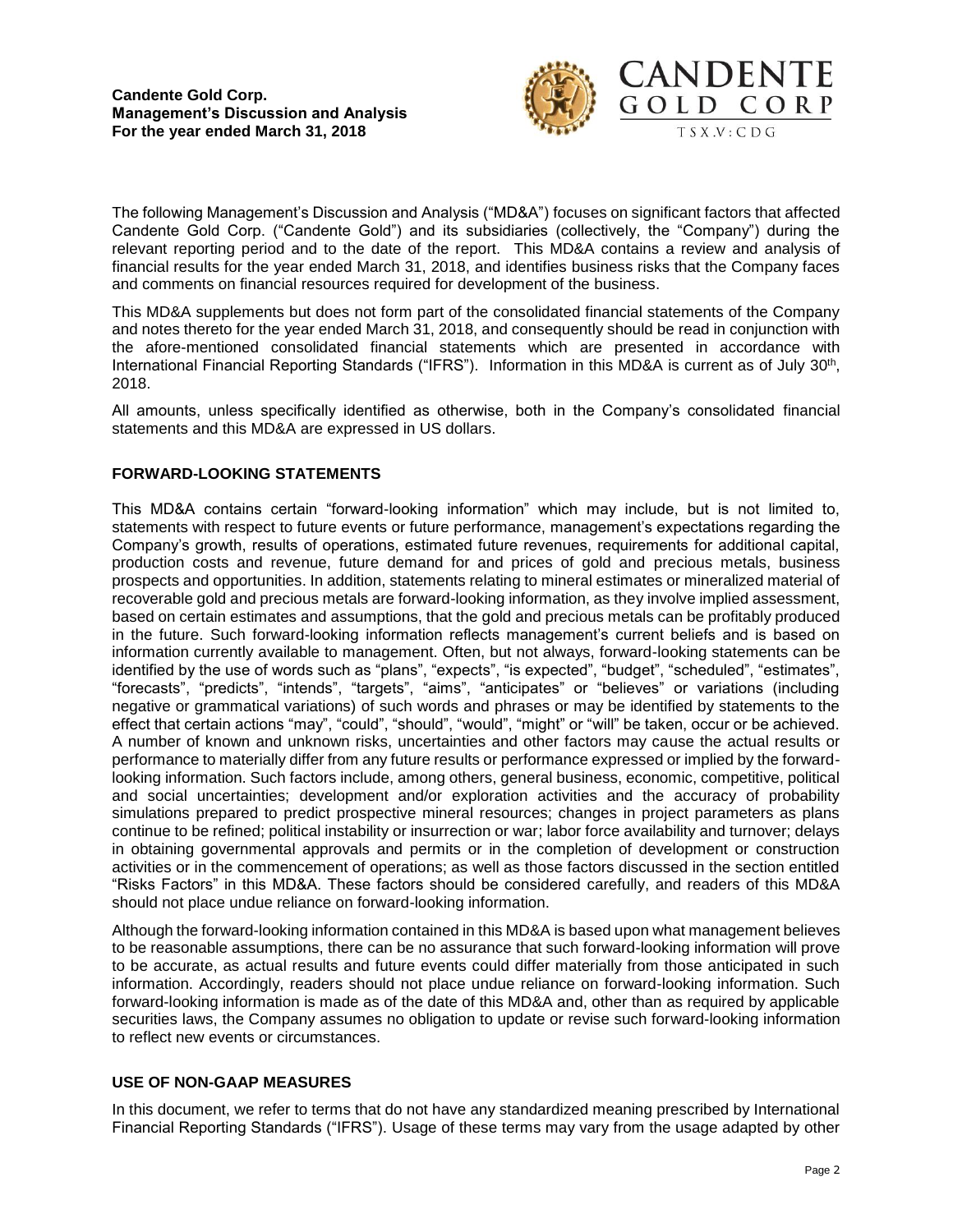The following Management's Discussion and Analysis ("MD&A") focuses on significant factors that affected Candente Gold Corp. ("Candente Gold") and its subsidiaries (collectively, the "Company") during the relevant reporting period and to the date of the report. This MD&A contains a review and analysis of financial results for the year ended March 31, 2018, and identifies business risks that the Company faces and comments on financial resources required for development of the business.

This MD&A supplements but does not form part of the consolidated financial statements of the Company and notes thereto for the year ended March 31, 2018, and consequently should be read in conjunction with the afore-mentioned consolidated financial statements which are presented in accordance with International Financial Reporting Standards ("IFRS"). Information in this MD&A is current as of July 30th, 2018.

All amounts, unless specifically identified as otherwise, both in the Company's consolidated financial statements and this MD&A are expressed in US dollars.

## FORWARD-LOOKING STATEMENTS

This MD&A contains certain "forward-looking information" which may include, but is not limited to, statements with respect to future events or future performance, management's expectations regarding the Company's growth, results of operations, estimated future revenues, requirements for additional capital, production costs and revenue, future demand for and prices of gold and precious metals, business prospects and opportunities. In addition, statements relating to mineral estimates or mineralized material of recoverable gold and precious metals are forward-looking information, as they involve implied assessment, based on certain estimates and assumptions, that the gold and precious metals can be profitably produced in the future. Such forward-looking information reflects management's current beliefs and is based on information currently available to management. Often, but not always, forward-looking statements can be identified by the use of words such as "plans", "expects", "is expected", "budget", "scheduled", "estimates", "forecasts", "predicts", "intends", "targets", "aims", "anticipates" or "believes" or variations (including negative or grammatical variations) of such words and phrases or may be identified by statements to the effect that certain actions "may", "could", "should", "would", "might" or "will" be taken, occur or be achieved. A number of known and unknown risks, uncertainties and other factors may cause the actual results or performance to materially differ from any future results or performance expressed or implied by the forward-looking information. Such factors include, among others, general business, economic, competitive, political and social uncertainties; development and/or exploration activities and the accuracy of probability simulations prepared to predict prospective mineral resources; changes in project parameters as plans continue to be refined; political instability or insurrection or war; labor force availability and turnover; delays in obtaining governmental approvals and permits or in the completion of development or construction activities or in the commencement of operations; as well as those factors discussed in the section entitled "Risks Factors" in this MD&A. These factors should be considered carefully, and readers of this MD&A should not place undue reliance on forward-looking information.

Although the forward-looking information contained in this MD&A is based upon what management believes to be reasonable assumptions, there can be no assurance that such forward-looking information will prove to be accurate, as actual results and future events could differ materially from those anticipated in such information. Accordingly, readers should not place undue reliance on forward-looking information. Such forward-looking information is made as of the date of this MD&A and, other than as required by applicable securities laws, the Company assumes no obligation to update or revise such forward-looking information to reflect new events or circumstances.

## USE OF NON-GAAP MEASURES

In this document, we refer to terms that do not have any standardized meaning prescribed by International Financial Reporting Standards ("IFRS"). Usage of these terms may vary from the usage adapted by other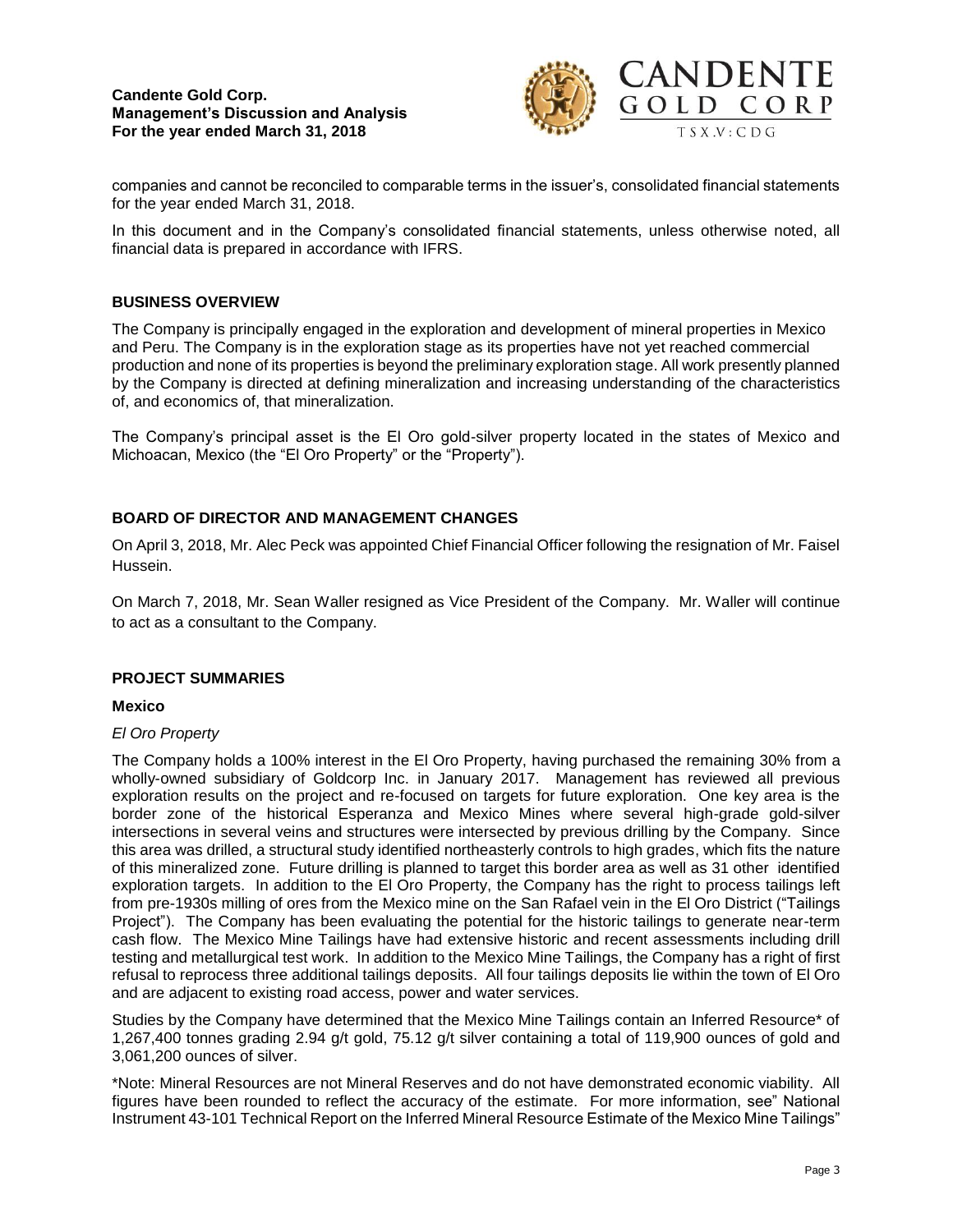companies and cannot be reconciled to comparable terms in the issuer's, consolidated financial statements for the year ended March 31, 2018.

In this document and in the Company's consolidated financial statements, unless otherwise noted, all financial data is prepared in accordance with IFRS.

## BUSINESS OVERVIEW

The Company is principally engaged in the exploration and development of mineral properties in Mexico and Peru. The Company is in the exploration stage as its properties have not yet reached commercial production and none of its properties is beyond the preliminary exploration stage. All work presently planned by the Company is directed at defining mineralization and increasing understanding of the characteristics of, and economics of, that mineralization.

The Company's principal asset is the El Oro gold-silver property located in the states of Mexico and Michoacan, Mexico (the "El Oro Property" or the "Property").

## BOARD OF DIRECTOR AND MANAGEMENT CHANGES

On April 3, 2018, Mr. Alec Peck was appointed Chief Financial Officer following the resignation of Mr. Faisel Hussein.

On March 7, 2018, Mr. Sean Waller resigned as Vice President of the Company. Mr. Waller will continue to act as a consultant to the Company.

## PROJECT SUMMARIES

### Mexico

*El Oro Property*

The Company holds a 100% interest in the El Oro Property, having purchased the remaining 30% from a wholly-owned subsidiary of Goldcorp Inc. in January 2017. Management has reviewed all previous exploration results on the project and re-focused on targets for future exploration. One key area is the border zone of the historical Esperanza and Mexico Mines where several high-grade gold-silver intersections in several veins and structures were intersected by previous drilling by the Company. Since this area was drilled, a structural study identified northeasterly controls to high grades, which fits the nature of this mineralized zone. Future drilling is planned to target this border area as well as 31 other identified exploration targets. In addition to the El Oro Property, the Company has the right to process tailings left from pre-1930s milling of ores from the Mexico mine on the San Rafael vein in the El Oro District ("Tailings Project"). The Company has been evaluating the potential for the historic tailings to generate near-term cash flow. The Mexico Mine Tailings have had extensive historic and recent assessments including drill testing and metallurgical test work. In addition to the Mexico Mine Tailings, the Company has a right of first refusal to reprocess three additional tailings deposits. All four tailings deposits lie within the town of El Oro and are adjacent to existing road access, power and water services.

Studies by the Company have determined that the Mexico Mine Tailings contain an Inferred Resource* of 1,267,400 tonnes grading 2.94 g/t gold, 75.12 g/t silver containing a total of 119,900 ounces of gold and 3,061,200 ounces of silver.

*Note: Mineral Resources are not Mineral Reserves and do not have demonstrated economic viability. All figures have been rounded to reflect the accuracy of the estimate. For more information, see" National Instrument 43-101 Technical Report on the Inferred Mineral Resource Estimate of the Mexico Mine Tailings"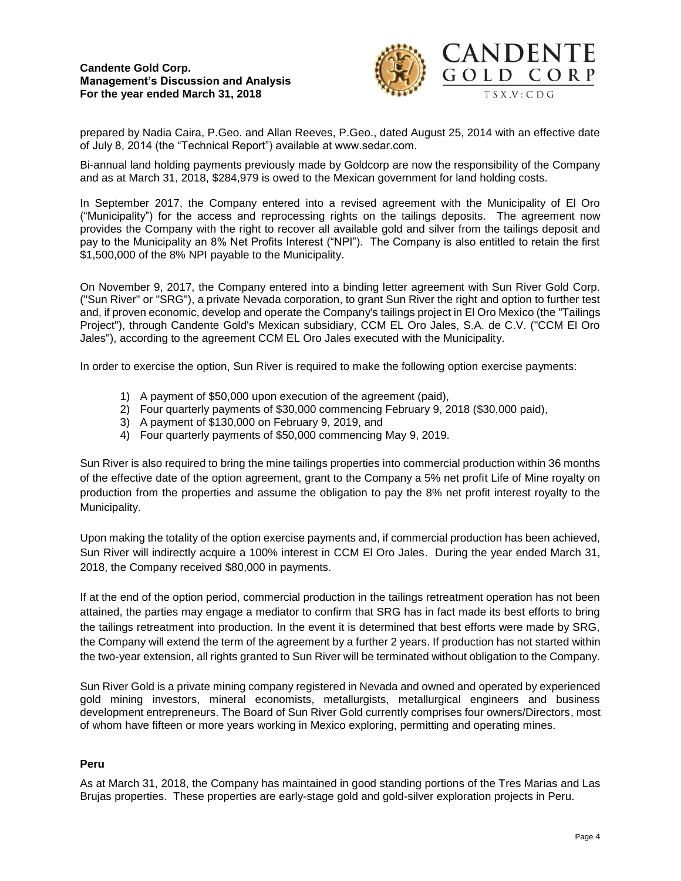prepared by Nadia Caira, P.Geo. and Allan Reeves, P.Geo., dated August 25, 2014 with an effective date of July 8, 2014 (the "Technical Report") available at www.sedar.com.

Bi-annual land holding payments previously made by Goldcorp are now the responsibility of the Company and as at March 31, 2018, $284,979 is owed to the Mexican government for land holding costs.

In September 2017, the Company entered into a revised agreement with the Municipality of El Oro ("Municipality") for the access and reprocessing rights on the tailings deposits. The agreement now provides the Company with the right to recover all available gold and silver from the tailings deposit and pay to the Municipality an 8% Net Profits Interest ("NPI"). The Company is also entitled to retain the first $1,500,000 of the 8% NPI payable to the Municipality.

On November 9, 2017, the Company entered into a binding letter agreement with Sun River Gold Corp. ("Sun River" or "SRG"), a private Nevada corporation, to grant Sun River the right and option to further test and, if proven economic, develop and operate the Company's tailings project in El Oro Mexico (the "Tailings Project"), through Candente Gold's Mexican subsidiary, CCM EL Oro Jales, S.A. de C.V. ("CCM El Oro Jales"), according to the agreement CCM EL Oro Jales executed with the Municipality.

In order to exercise the option, Sun River is required to make the following option exercise payments:

1) A payment of $50,000 upon execution of the agreement (paid),
2) Four quarterly payments of $30,000 commencing February 9, 2018 ($30,000 paid),
3) A payment of $130,000 on February 9, 2019, and
4) Four quarterly payments of $50,000 commencing May 9, 2019.

Sun River is also required to bring the mine tailings properties into commercial production within 36 months of the effective date of the option agreement, grant to the Company a 5% net profit Life of Mine royalty on production from the properties and assume the obligation to pay the 8% net profit interest royalty to the Municipality.

Upon making the totality of the option exercise payments and, if commercial production has been achieved, Sun River will indirectly acquire a 100% interest in CCM El Oro Jales. During the year ended March 31, 2018, the Company received $80,000 in payments.

If at the end of the option period, commercial production in the tailings retreatment operation has not been attained, the parties may engage a mediator to confirm that SRG has in fact made its best efforts to bring the tailings retreatment into production. In the event it is determined that best efforts were made by SRG, the Company will extend the term of the agreement by a further 2 years. If production has not started within the two-year extension, all rights granted to Sun River will be terminated without obligation to the Company.

Sun River Gold is a private mining company registered in Nevada and owned and operated by experienced gold mining investors, mineral economists, metallurgists, metallurgical engineers and business development entrepreneurs. The Board of Sun River Gold currently comprises four owners/Directors, most of whom have fifteen or more years working in Mexico exploring, permitting and operating mines.

**Peru**

As at March 31, 2018, the Company has maintained in good standing portions of the Tres Marias and Las Brujas properties. These properties are early-stage gold and gold-silver exploration projects in Peru.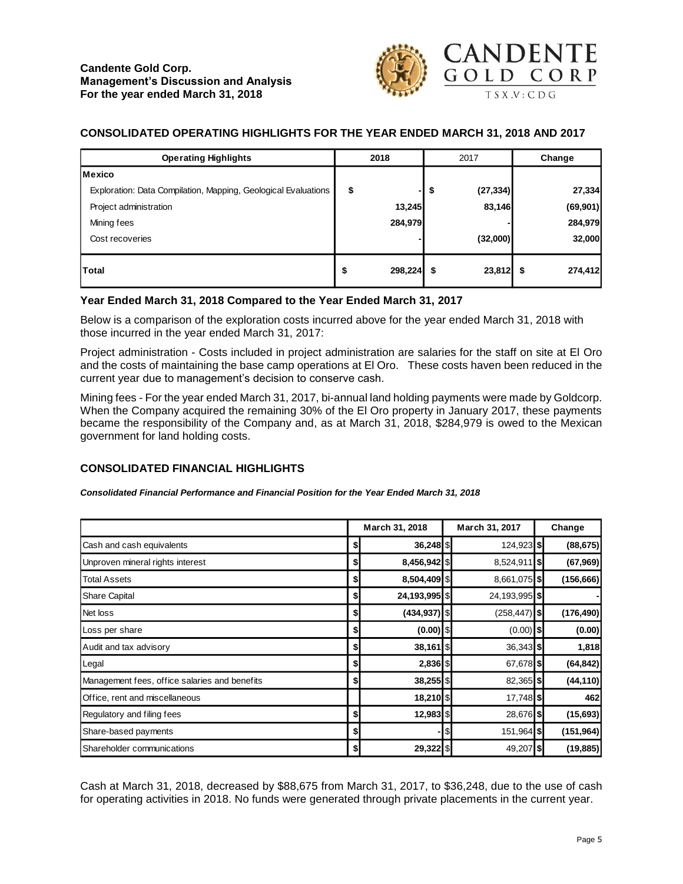## CONSOLIDATED OPERATING HIGHLIGHTS FOR THE YEAR ENDED MARCH 31, 2018 AND 2017

| Operating Highlights | 2018 | 2017 | Change |
|---|---|---|---|
| **Mexico** | | | |
| Exploration: Data Compilation, Mapping, Geological Evaluations | $ - | $ (27,334) | 27,334 |
| Project administration | 13,245 | 83,146 | (69,901) |
| Mining fees | 284,979 | - | 284,979 |
| Cost recoveries | - | (32,000) | 32,000 |
| **Total** | $ 298,224 | $ 23,812 | $ 274,412 |

### Year Ended March 31, 2018 Compared to the Year Ended March 31, 2017

Below is a comparison of the exploration costs incurred above for the year ended March 31, 2018 with those incurred in the year ended March 31, 2017:

Project administration - Costs included in project administration are salaries for the staff on site at El Oro and the costs of maintaining the base camp operations at El Oro. These costs haven been reduced in the current year due to management's decision to conserve cash.

Mining fees - For the year ended March 31, 2017, bi-annual land holding payments were made by Goldcorp. When the Company acquired the remaining 30% of the El Oro property in January 2017, these payments became the responsibility of the Company and, as at March 31, 2018, $284,979 is owed to the Mexican government for land holding costs.

## CONSOLIDATED FINANCIAL HIGHLIGHTS

***Consolidated Financial Performance and Financial Position for the Year Ended March 31, 2018***

| | March 31, 2018 | March 31, 2017 | Change |
|---|---|---|---|
| Cash and cash equivalents | $ 36,248 | $ 124,923 | $ (88,675) |
| Unproven mineral rights interest | $ 8,456,942 | $ 8,524,911 | $ (67,969) |
| Total Assets | $ 8,504,409 | $ 8,661,075 | $ (156,666) |
| Share Capital | $ 24,193,995 | $ 24,193,995 | $ - |
| Net loss | $ (434,937) | $ (258,447) | $ (176,490) |
| Loss per share | $ (0.00) | $ (0.00) | $ (0.00) |
| Audit and tax advisory | $ 38,161 | $ 36,343 | $ 1,818 |
| Legal | $ 2,836 | $ 67,678 | $ (64,842) |
| Management fees, office salaries and benefits | $ 38,255 | $ 82,365 | $ (44,110) |
| Office, rent and miscellaneous | 18,210 | $ 17,748 | $ 462 |
| Regulatory and filing fees | $ 12,983 | $ 28,676 | $ (15,693) |
| Share-based payments | $ - | $ 151,964 | $ (151,964) |
| Shareholder communications | $ 29,322 | $ 49,207 | $ (19,885) |

Cash at March 31, 2018, decreased by $88,675 from March 31, 2017, to $36,248, due to the use of cash for operating activities in 2018. No funds were generated through private placements in the current year.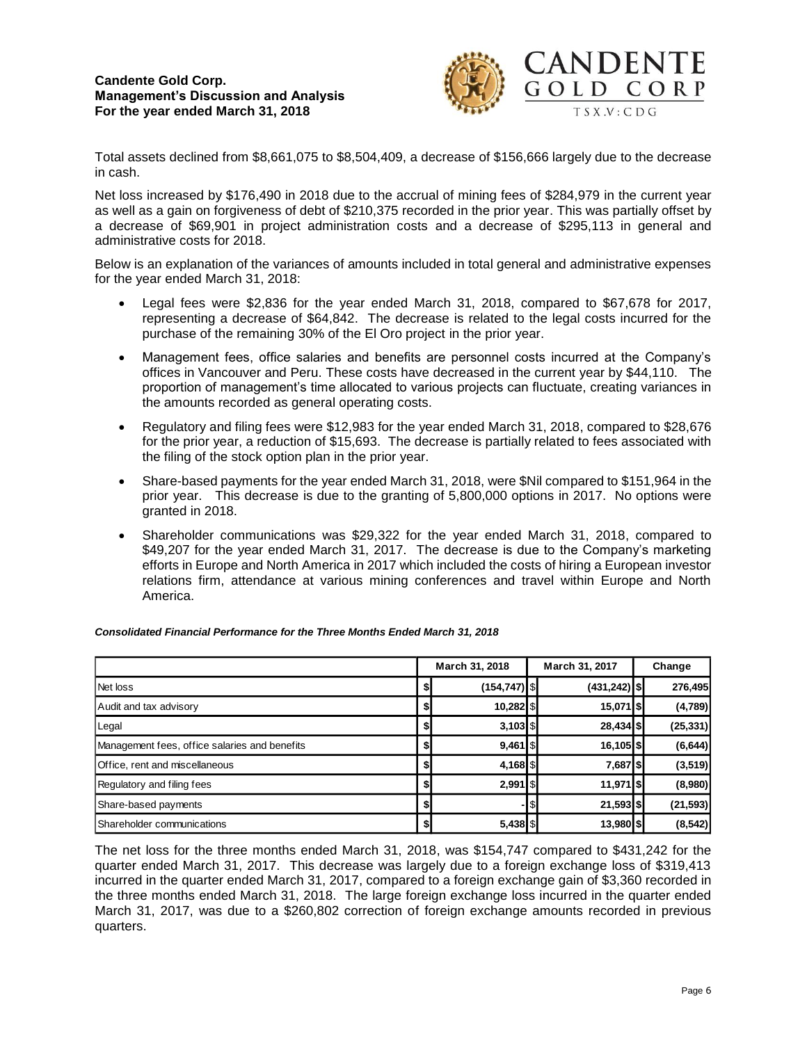Total assets declined from $8,661,075 to $8,504,409, a decrease of $156,666 largely due to the decrease in cash.

Net loss increased by $176,490 in 2018 due to the accrual of mining fees of $284,979 in the current year as well as a gain on forgiveness of debt of $210,375 recorded in the prior year. This was partially offset by a decrease of $69,901 in project administration costs and a decrease of $295,113 in general and administrative costs for 2018.

Below is an explanation of the variances of amounts included in total general and administrative expenses for the year ended March 31, 2018:

- Legal fees were $2,836 for the year ended March 31, 2018, compared to $67,678 for 2017, representing a decrease of $64,842. The decrease is related to the legal costs incurred for the purchase of the remaining 30% of the El Oro project in the prior year.
- Management fees, office salaries and benefits are personnel costs incurred at the Company's offices in Vancouver and Peru. These costs have decreased in the current year by $44,110. The proportion of management's time allocated to various projects can fluctuate, creating variances in the amounts recorded as general operating costs.
- Regulatory and filing fees were $12,983 for the year ended March 31, 2018, compared to $28,676 for the prior year, a reduction of $15,693. The decrease is partially related to fees associated with the filing of the stock option plan in the prior year.
- Share-based payments for the year ended March 31, 2018, were $Nil compared to $151,964 in the prior year. This decrease is due to the granting of 5,800,000 options in 2017. No options were granted in 2018.
- Shareholder communications was $29,322 for the year ended March 31, 2018, compared to $49,207 for the year ended March 31, 2017. The decrease is due to the Company's marketing efforts in Europe and North America in 2017 which included the costs of hiring a European investor relations firm, attendance at various mining conferences and travel within Europe and North America.

***Consolidated Financial Performance for the Three Months Ended March 31, 2018***

| | March 31, 2018 | March 31, 2017 | Change |
|---|---|---|---|
| Net loss | $ (154,747) | $ (431,242) | $ 276,495 |
| Audit and tax advisory | $ 10,282 | $ 15,071 | $ (4,789) |
| Legal | $ 3,103 | $ 28,434 | $ (25,331) |
| Management fees, office salaries and benefits | $ 9,461 | $ 16,105 | $ (6,644) |
| Office, rent and miscellaneous | $ 4,168 | $ 7,687 | $ (3,519) |
| Regulatory and filing fees | $ 2,991 | $ 11,971 | $ (8,980) |
| Share-based payments | $ - | $ 21,593 | $ (21,593) |
| Shareholder communications | $ 5,438 | $ 13,980 | $ (8,542) |

The net loss for the three months ended March 31, 2018, was $154,747 compared to $431,242 for the quarter ended March 31, 2017. This decrease was largely due to a foreign exchange loss of $319,413 incurred in the quarter ended March 31, 2017, compared to a foreign exchange gain of $3,360 recorded in the three months ended March 31, 2018. The large foreign exchange loss incurred in the quarter ended March 31, 2017, was due to a $260,802 correction of foreign exchange amounts recorded in previous quarters.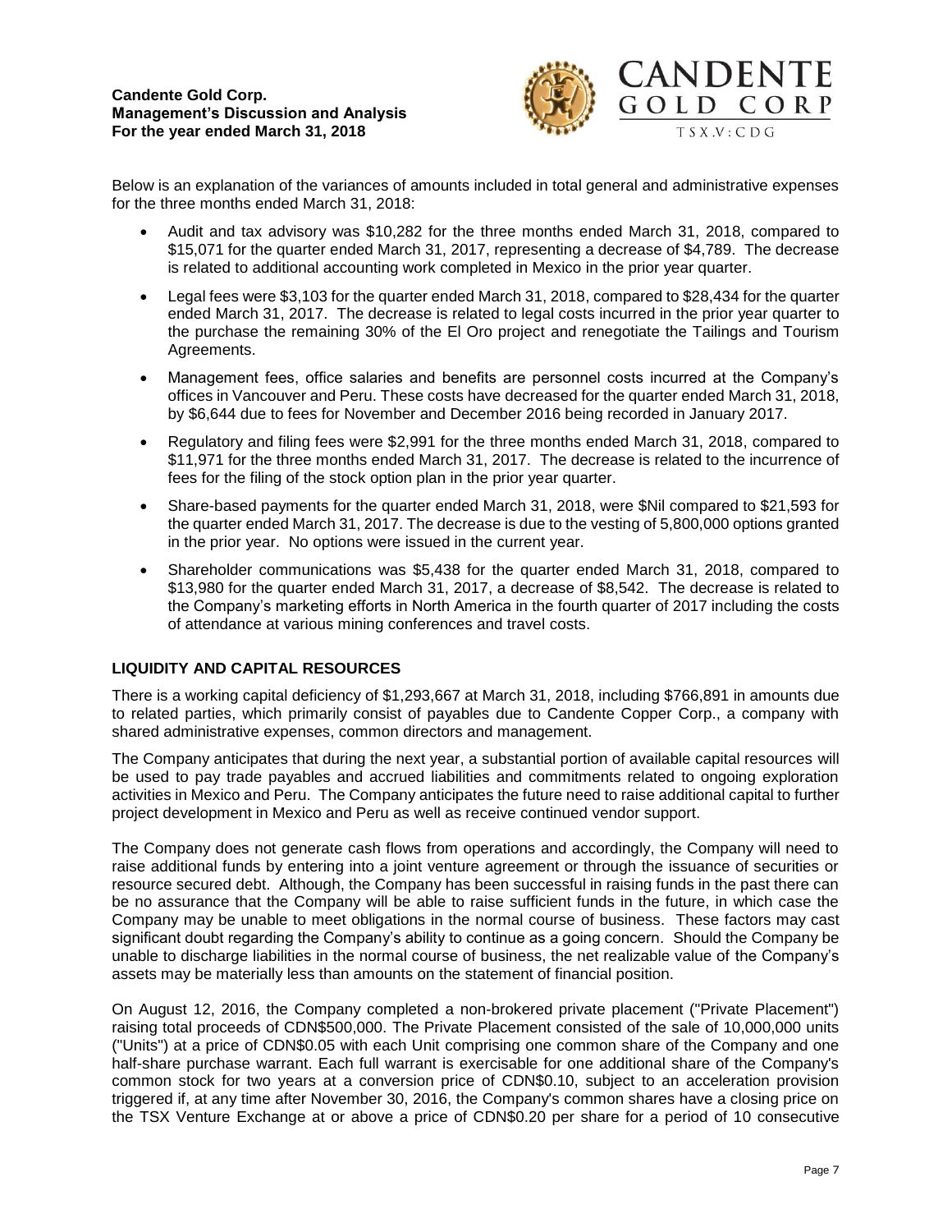Below is an explanation of the variances of amounts included in total general and administrative expenses for the three months ended March 31, 2018:

- Audit and tax advisory was $10,282 for the three months ended March 31, 2018, compared to $15,071 for the quarter ended March 31, 2017, representing a decrease of $4,789. The decrease is related to additional accounting work completed in Mexico in the prior year quarter.
- Legal fees were $3,103 for the quarter ended March 31, 2018, compared to $28,434 for the quarter ended March 31, 2017. The decrease is related to legal costs incurred in the prior year quarter to the purchase the remaining 30% of the El Oro project and renegotiate the Tailings and Tourism Agreements.
- Management fees, office salaries and benefits are personnel costs incurred at the Company's offices in Vancouver and Peru. These costs have decreased for the quarter ended March 31, 2018, by $6,644 due to fees for November and December 2016 being recorded in January 2017.
- Regulatory and filing fees were $2,991 for the three months ended March 31, 2018, compared to $11,971 for the three months ended March 31, 2017. The decrease is related to the incurrence of fees for the filing of the stock option plan in the prior year quarter.
- Share-based payments for the quarter ended March 31, 2018, were $Nil compared to $21,593 for the quarter ended March 31, 2017. The decrease is due to the vesting of 5,800,000 options granted in the prior year. No options were issued in the current year.
- Shareholder communications was $5,438 for the quarter ended March 31, 2018, compared to $13,980 for the quarter ended March 31, 2017, a decrease of $8,542. The decrease is related to the Company's marketing efforts in North America in the fourth quarter of 2017 including the costs of attendance at various mining conferences and travel costs.

## LIQUIDITY AND CAPITAL RESOURCES

There is a working capital deficiency of $1,293,667 at March 31, 2018, including $766,891 in amounts due to related parties, which primarily consist of payables due to Candente Copper Corp., a company with shared administrative expenses, common directors and management.

The Company anticipates that during the next year, a substantial portion of available capital resources will be used to pay trade payables and accrued liabilities and commitments related to ongoing exploration activities in Mexico and Peru. The Company anticipates the future need to raise additional capital to further project development in Mexico and Peru as well as receive continued vendor support.

The Company does not generate cash flows from operations and accordingly, the Company will need to raise additional funds by entering into a joint venture agreement or through the issuance of securities or resource secured debt. Although, the Company has been successful in raising funds in the past there can be no assurance that the Company will be able to raise sufficient funds in the future, in which case the Company may be unable to meet obligations in the normal course of business. These factors may cast significant doubt regarding the Company's ability to continue as a going concern. Should the Company be unable to discharge liabilities in the normal course of business, the net realizable value of the Company's assets may be materially less than amounts on the statement of financial position.

On August 12, 2016, the Company completed a non-brokered private placement ("Private Placement") raising total proceeds of CDN$500,000. The Private Placement consisted of the sale of 10,000,000 units ("Units") at a price of CDN$0.05 with each Unit comprising one common share of the Company and one half-share purchase warrant. Each full warrant is exercisable for one additional share of the Company's common stock for two years at a conversion price of CDN$0.10, subject to an acceleration provision triggered if, at any time after November 30, 2016, the Company's common shares have a closing price on the TSX Venture Exchange at or above a price of CDN$0.20 per share for a period of 10 consecutive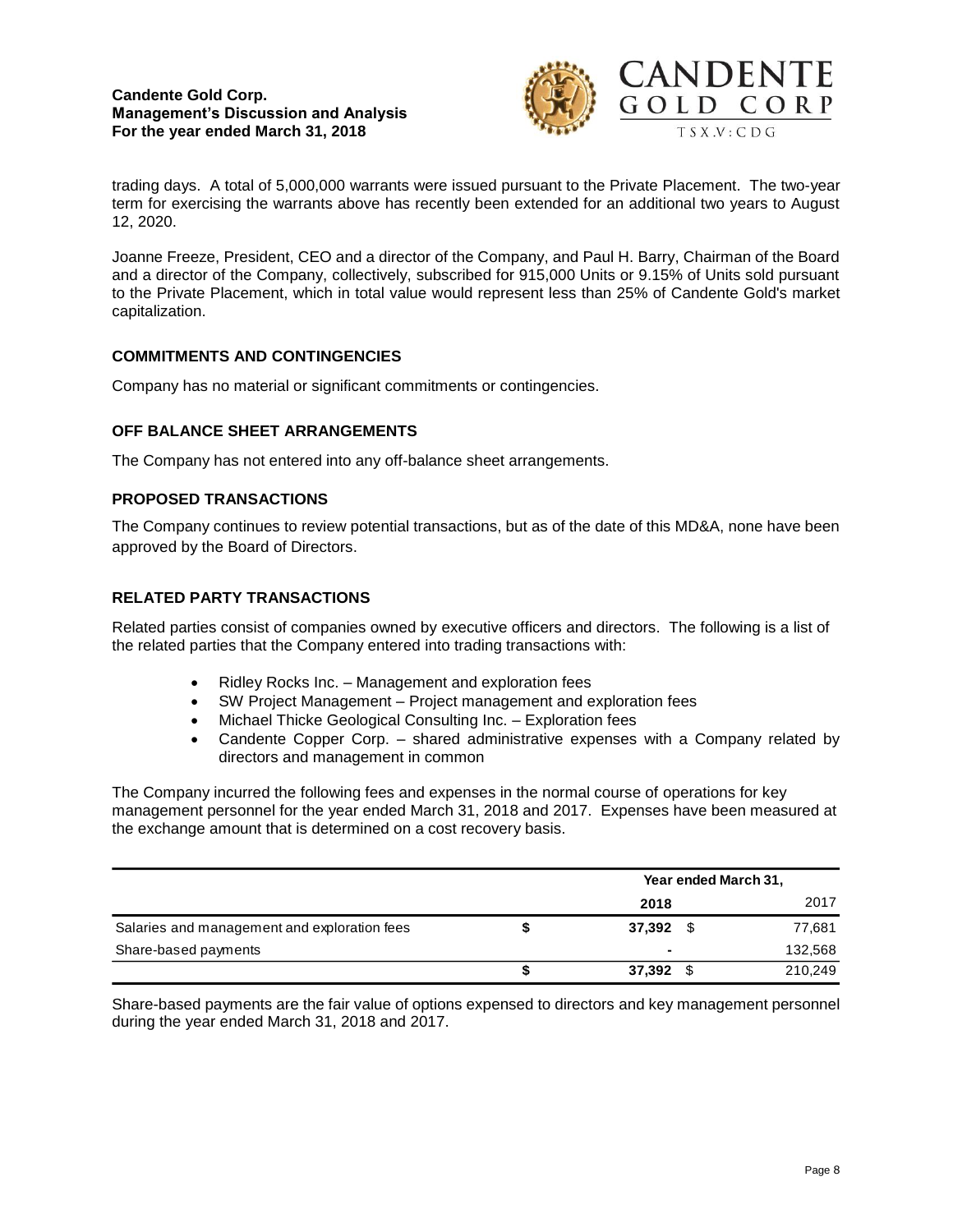trading days. A total of 5,000,000 warrants were issued pursuant to the Private Placement. The two-year term for exercising the warrants above has recently been extended for an additional two years to August 12, 2020.

Joanne Freeze, President, CEO and a director of the Company, and Paul H. Barry, Chairman of the Board and a director of the Company, collectively, subscribed for 915,000 Units or 9.15% of Units sold pursuant to the Private Placement, which in total value would represent less than 25% of Candente Gold's market capitalization.

## COMMITMENTS AND CONTINGENCIES

Company has no material or significant commitments or contingencies.

## OFF BALANCE SHEET ARRANGEMENTS

The Company has not entered into any off-balance sheet arrangements.

## PROPOSED TRANSACTIONS

The Company continues to review potential transactions, but as of the date of this MD&A, none have been approved by the Board of Directors.

## RELATED PARTY TRANSACTIONS

Related parties consist of companies owned by executive officers and directors. The following is a list of the related parties that the Company entered into trading transactions with:

- Ridley Rocks Inc. – Management and exploration fees
- SW Project Management – Project management and exploration fees
- Michael Thicke Geological Consulting Inc. – Exploration fees
- Candente Copper Corp. – shared administrative expenses with a Company related by directors and management in common

The Company incurred the following fees and expenses in the normal course of operations for key management personnel for the year ended March 31, 2018 and 2017. Expenses have been measured at the exchange amount that is determined on a cost recovery basis.

| | Year ended March 31, | |
|---|---|---|
| | **2018** | 2017 |
| Salaries and management and exploration fees | **$ 37,392** | $ 77,681 |
| Share-based payments | **-** | 132,568 |
| | **$ 37,392** | $ 210,249 |

Share-based payments are the fair value of options expensed to directors and key management personnel during the year ended March 31, 2018 and 2017.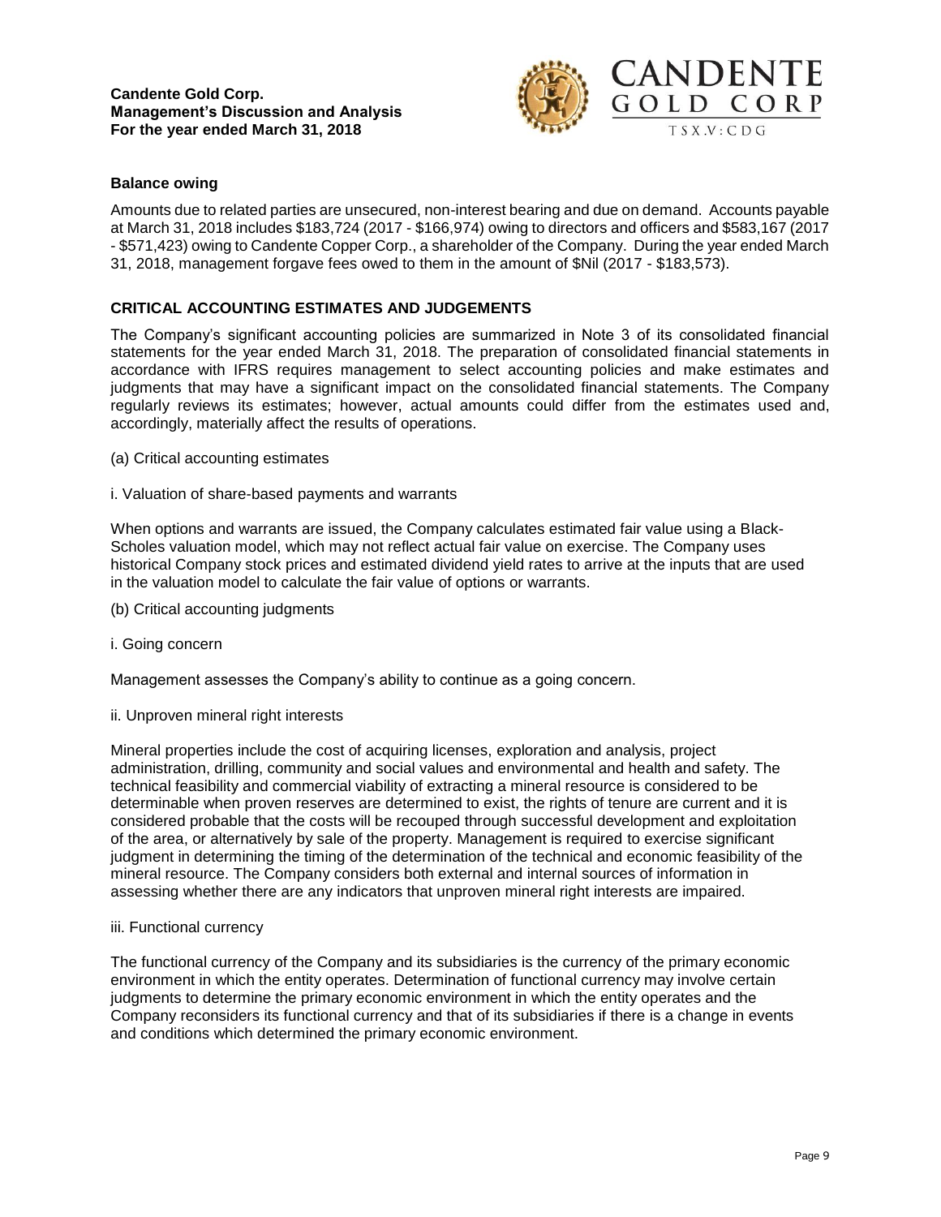### Balance owing

Amounts due to related parties are unsecured, non-interest bearing and due on demand. Accounts payable at March 31, 2018 includes $183,724 (2017 - $166,974) owing to directors and officers and $583,167 (2017 - $571,423) owing to Candente Copper Corp., a shareholder of the Company. During the year ended March 31, 2018, management forgave fees owed to them in the amount of $Nil (2017 - $183,573).

## CRITICAL ACCOUNTING ESTIMATES AND JUDGEMENTS

The Company's significant accounting policies are summarized in Note 3 of its consolidated financial statements for the year ended March 31, 2018. The preparation of consolidated financial statements in accordance with IFRS requires management to select accounting policies and make estimates and judgments that may have a significant impact on the consolidated financial statements. The Company regularly reviews its estimates; however, actual amounts could differ from the estimates used and, accordingly, materially affect the results of operations.

(a) Critical accounting estimates

i. Valuation of share-based payments and warrants

When options and warrants are issued, the Company calculates estimated fair value using a Black-Scholes valuation model, which may not reflect actual fair value on exercise. The Company uses historical Company stock prices and estimated dividend yield rates to arrive at the inputs that are used in the valuation model to calculate the fair value of options or warrants.

(b) Critical accounting judgments

i. Going concern

Management assesses the Company's ability to continue as a going concern.

ii. Unproven mineral right interests

Mineral properties include the cost of acquiring licenses, exploration and analysis, project administration, drilling, community and social values and environmental and health and safety. The technical feasibility and commercial viability of extracting a mineral resource is considered to be determinable when proven reserves are determined to exist, the rights of tenure are current and it is considered probable that the costs will be recouped through successful development and exploitation of the area, or alternatively by sale of the property. Management is required to exercise significant judgment in determining the timing of the determination of the technical and economic feasibility of the mineral resource. The Company considers both external and internal sources of information in assessing whether there are any indicators that unproven mineral right interests are impaired.

iii. Functional currency

The functional currency of the Company and its subsidiaries is the currency of the primary economic environment in which the entity operates. Determination of functional currency may involve certain judgments to determine the primary economic environment in which the entity operates and the Company reconsiders its functional currency and that of its subsidiaries if there is a change in events and conditions which determined the primary economic environment.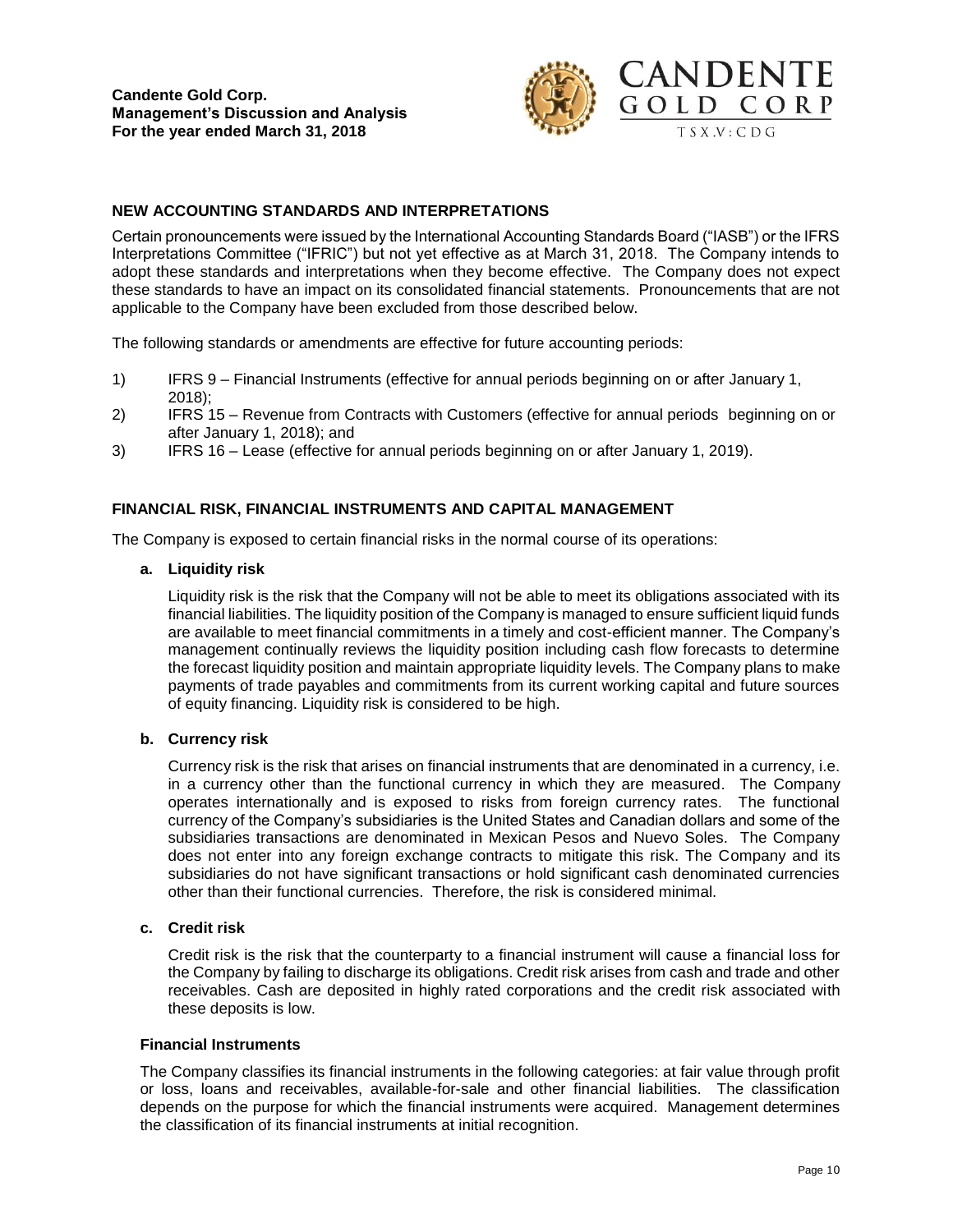## NEW ACCOUNTING STANDARDS AND INTERPRETATIONS

Certain pronouncements were issued by the International Accounting Standards Board ("IASB") or the IFRS Interpretations Committee ("IFRIC") but not yet effective as at March 31, 2018. The Company intends to adopt these standards and interpretations when they become effective. The Company does not expect these standards to have an impact on its consolidated financial statements. Pronouncements that are not applicable to the Company have been excluded from those described below.

The following standards or amendments are effective for future accounting periods:

1) IFRS 9 – Financial Instruments (effective for annual periods beginning on or after January 1, 2018);
2) IFRS 15 – Revenue from Contracts with Customers (effective for annual periods beginning on or after January 1, 2018); and
3) IFRS 16 – Lease (effective for annual periods beginning on or after January 1, 2019).

## FINANCIAL RISK, FINANCIAL INSTRUMENTS AND CAPITAL MANAGEMENT

The Company is exposed to certain financial risks in the normal course of its operations:

**a. Liquidity risk**

Liquidity risk is the risk that the Company will not be able to meet its obligations associated with its financial liabilities. The liquidity position of the Company is managed to ensure sufficient liquid funds are available to meet financial commitments in a timely and cost-efficient manner. The Company's management continually reviews the liquidity position including cash flow forecasts to determine the forecast liquidity position and maintain appropriate liquidity levels. The Company plans to make payments of trade payables and commitments from its current working capital and future sources of equity financing. Liquidity risk is considered to be high.

**b. Currency risk**

Currency risk is the risk that arises on financial instruments that are denominated in a currency, i.e. in a currency other than the functional currency in which they are measured. The Company operates internationally and is exposed to risks from foreign currency rates. The functional currency of the Company's subsidiaries is the United States and Canadian dollars and some of the subsidiaries transactions are denominated in Mexican Pesos and Nuevo Soles. The Company does not enter into any foreign exchange contracts to mitigate this risk. The Company and its subsidiaries do not have significant transactions or hold significant cash denominated currencies other than their functional currencies. Therefore, the risk is considered minimal.

**c. Credit risk**

Credit risk is the risk that the counterparty to a financial instrument will cause a financial loss for the Company by failing to discharge its obligations. Credit risk arises from cash and trade and other receivables. Cash are deposited in highly rated corporations and the credit risk associated with these deposits is low.

### Financial Instruments

The Company classifies its financial instruments in the following categories: at fair value through profit or loss, loans and receivables, available-for-sale and other financial liabilities. The classification depends on the purpose for which the financial instruments were acquired. Management determines the classification of its financial instruments at initial recognition.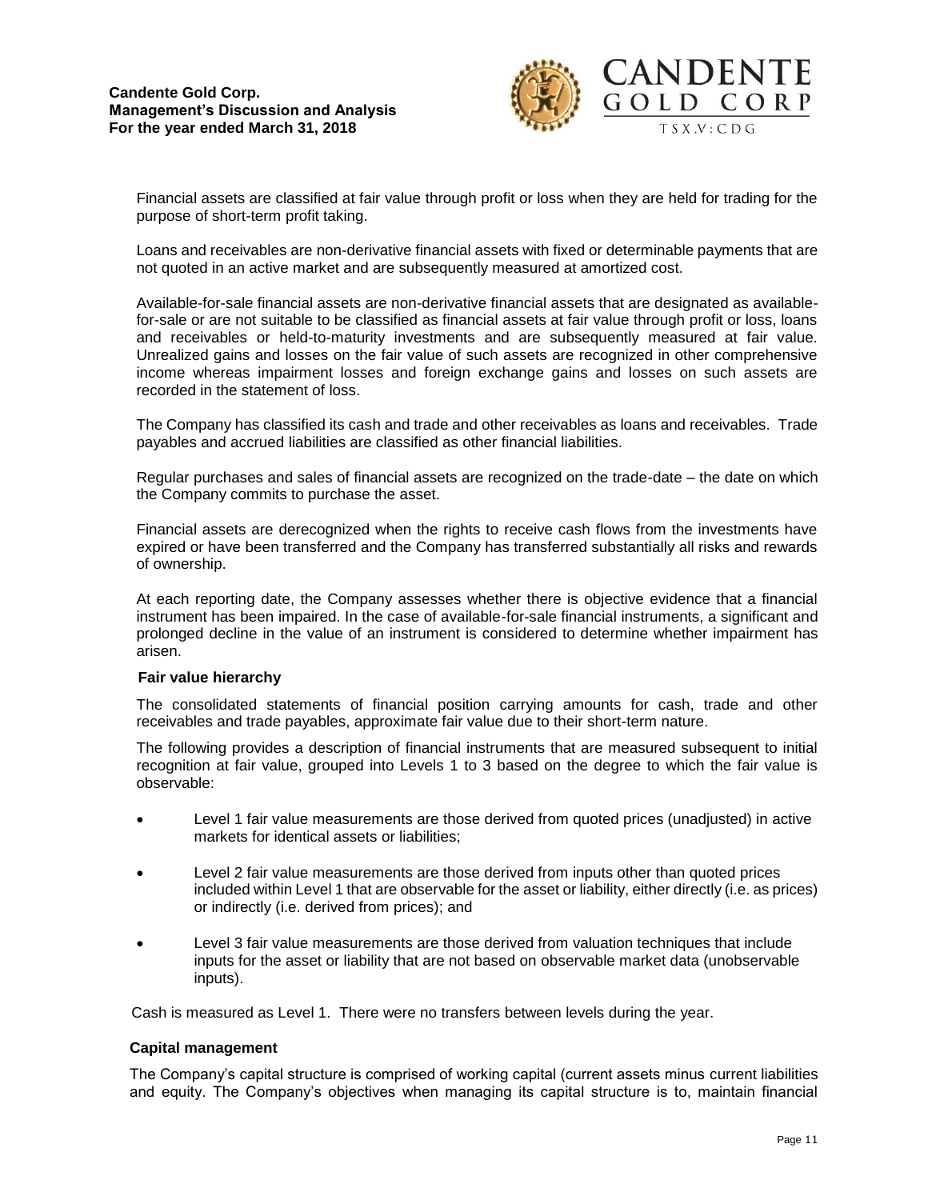Financial assets are classified at fair value through profit or loss when they are held for trading for the purpose of short-term profit taking.

Loans and receivables are non-derivative financial assets with fixed or determinable payments that are not quoted in an active market and are subsequently measured at amortized cost.

Available-for-sale financial assets are non-derivative financial assets that are designated as available-for-sale or are not suitable to be classified as financial assets at fair value through profit or loss, loans and receivables or held-to-maturity investments and are subsequently measured at fair value. Unrealized gains and losses on the fair value of such assets are recognized in other comprehensive income whereas impairment losses and foreign exchange gains and losses on such assets are recorded in the statement of loss.

The Company has classified its cash and trade and other receivables as loans and receivables. Trade payables and accrued liabilities are classified as other financial liabilities.

Regular purchases and sales of financial assets are recognized on the trade-date – the date on which the Company commits to purchase the asset.

Financial assets are derecognized when the rights to receive cash flows from the investments have expired or have been transferred and the Company has transferred substantially all risks and rewards of ownership.

At each reporting date, the Company assesses whether there is objective evidence that a financial instrument has been impaired. In the case of available-for-sale financial instruments, a significant and prolonged decline in the value of an instrument is considered to determine whether impairment has arisen.

**Fair value hierarchy**

The consolidated statements of financial position carrying amounts for cash, trade and other receivables and trade payables, approximate fair value due to their short-term nature.

The following provides a description of financial instruments that are measured subsequent to initial recognition at fair value, grouped into Levels 1 to 3 based on the degree to which the fair value is observable:

- Level 1 fair value measurements are those derived from quoted prices (unadjusted) in active markets for identical assets or liabilities;
- Level 2 fair value measurements are those derived from inputs other than quoted prices included within Level 1 that are observable for the asset or liability, either directly (i.e. as prices) or indirectly (i.e. derived from prices); and
- Level 3 fair value measurements are those derived from valuation techniques that include inputs for the asset or liability that are not based on observable market data (unobservable inputs).

Cash is measured as Level 1. There were no transfers between levels during the year.

**Capital management**

The Company's capital structure is comprised of working capital (current assets minus current liabilities and equity. The Company's objectives when managing its capital structure is to, maintain financial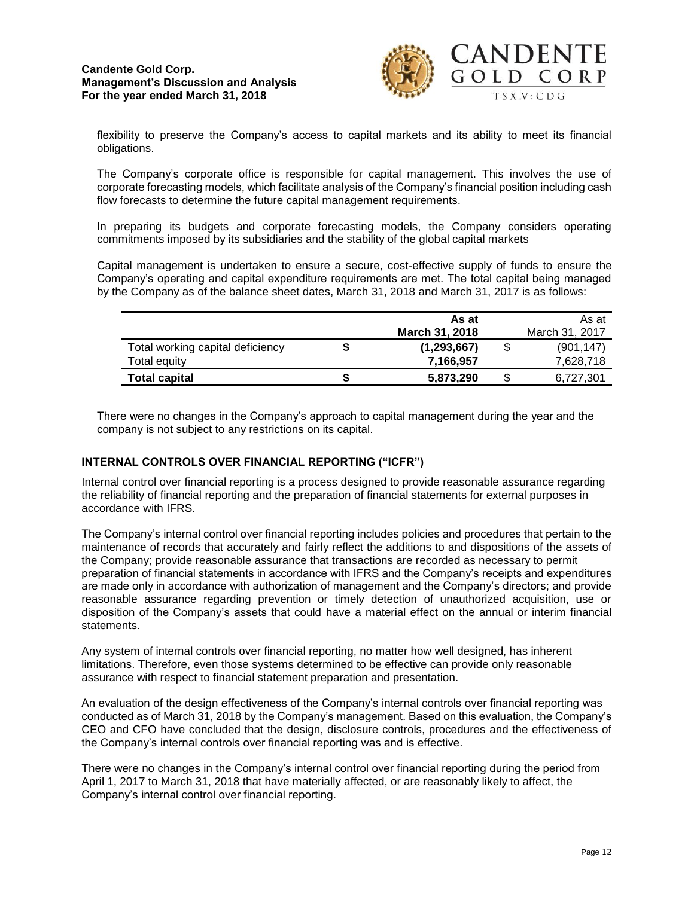flexibility to preserve the Company's access to capital markets and its ability to meet its financial obligations.

The Company's corporate office is responsible for capital management. This involves the use of corporate forecasting models, which facilitate analysis of the Company's financial position including cash flow forecasts to determine the future capital management requirements.

In preparing its budgets and corporate forecasting models, the Company considers operating commitments imposed by its subsidiaries and the stability of the global capital markets

Capital management is undertaken to ensure a secure, cost-effective supply of funds to ensure the Company's operating and capital expenditure requirements are met. The total capital being managed by the Company as of the balance sheet dates, March 31, 2018 and March 31, 2017 is as follows:

| | | **As at March 31, 2018** | | As at March 31, 2017 |
|---|---|---|---|---|
| Total working capital deficiency | **$** | **(1,293,667)** | $ | (901,147) |
| Total equity | | **7,166,957** | | 7,628,718 |
| **Total capital** | **$** | **5,873,290** | $ | 6,727,301 |

There were no changes in the Company's approach to capital management during the year and the company is not subject to any restrictions on its capital.

## INTERNAL CONTROLS OVER FINANCIAL REPORTING ("ICFR")

Internal control over financial reporting is a process designed to provide reasonable assurance regarding the reliability of financial reporting and the preparation of financial statements for external purposes in accordance with IFRS.

The Company's internal control over financial reporting includes policies and procedures that pertain to the maintenance of records that accurately and fairly reflect the additions to and dispositions of the assets of the Company; provide reasonable assurance that transactions are recorded as necessary to permit preparation of financial statements in accordance with IFRS and the Company's receipts and expenditures are made only in accordance with authorization of management and the Company's directors; and provide reasonable assurance regarding prevention or timely detection of unauthorized acquisition, use or disposition of the Company's assets that could have a material effect on the annual or interim financial statements.

Any system of internal controls over financial reporting, no matter how well designed, has inherent limitations. Therefore, even those systems determined to be effective can provide only reasonable assurance with respect to financial statement preparation and presentation.

An evaluation of the design effectiveness of the Company's internal controls over financial reporting was conducted as of March 31, 2018 by the Company's management. Based on this evaluation, the Company's CEO and CFO have concluded that the design, disclosure controls, procedures and the effectiveness of the Company's internal controls over financial reporting was and is effective.

There were no changes in the Company's internal control over financial reporting during the period from April 1, 2017 to March 31, 2018 that have materially affected, or are reasonably likely to affect, the Company's internal control over financial reporting.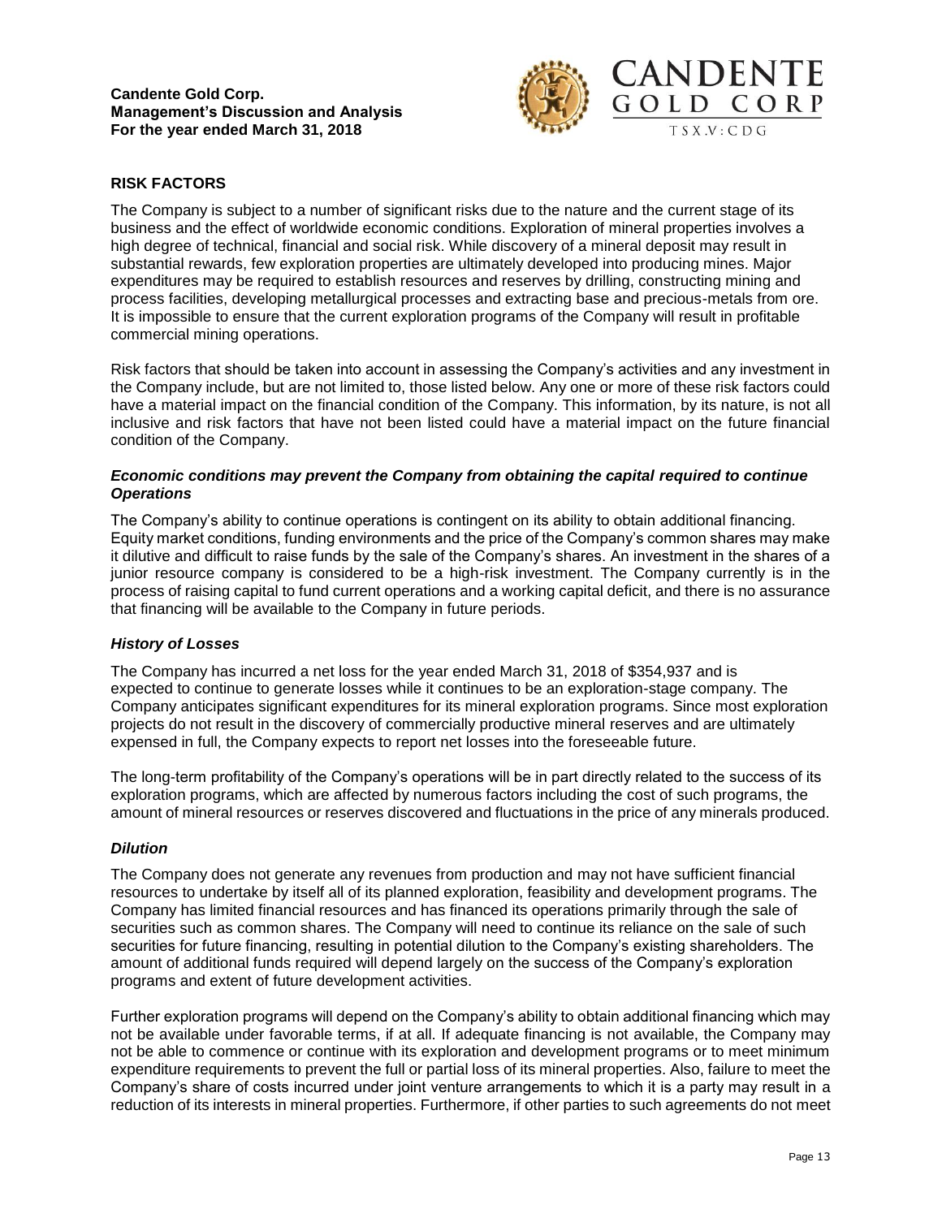## RISK FACTORS

The Company is subject to a number of significant risks due to the nature and the current stage of its business and the effect of worldwide economic conditions. Exploration of mineral properties involves a high degree of technical, financial and social risk. While discovery of a mineral deposit may result in substantial rewards, few exploration properties are ultimately developed into producing mines. Major expenditures may be required to establish resources and reserves by drilling, constructing mining and process facilities, developing metallurgical processes and extracting base and precious-metals from ore. It is impossible to ensure that the current exploration programs of the Company will result in profitable commercial mining operations.

Risk factors that should be taken into account in assessing the Company's activities and any investment in the Company include, but are not limited to, those listed below. Any one or more of these risk factors could have a material impact on the financial condition of the Company. This information, by its nature, is not all inclusive and risk factors that have not been listed could have a material impact on the future financial condition of the Company.

### *Economic conditions may prevent the Company from obtaining the capital required to continue Operations*

The Company's ability to continue operations is contingent on its ability to obtain additional financing. Equity market conditions, funding environments and the price of the Company's common shares may make it dilutive and difficult to raise funds by the sale of the Company's shares. An investment in the shares of a junior resource company is considered to be a high-risk investment. The Company currently is in the process of raising capital to fund current operations and a working capital deficit, and there is no assurance that financing will be available to the Company in future periods.

### *History of Losses*

The Company has incurred a net loss for the year ended March 31, 2018 of $354,937 and is expected to continue to generate losses while it continues to be an exploration-stage company. The Company anticipates significant expenditures for its mineral exploration programs. Since most exploration projects do not result in the discovery of commercially productive mineral reserves and are ultimately expensed in full, the Company expects to report net losses into the foreseeable future.

The long-term profitability of the Company's operations will be in part directly related to the success of its exploration programs, which are affected by numerous factors including the cost of such programs, the amount of mineral resources or reserves discovered and fluctuations in the price of any minerals produced.

### *Dilution*

The Company does not generate any revenues from production and may not have sufficient financial resources to undertake by itself all of its planned exploration, feasibility and development programs. The Company has limited financial resources and has financed its operations primarily through the sale of securities such as common shares. The Company will need to continue its reliance on the sale of such securities for future financing, resulting in potential dilution to the Company's existing shareholders. The amount of additional funds required will depend largely on the success of the Company's exploration programs and extent of future development activities.

Further exploration programs will depend on the Company's ability to obtain additional financing which may not be available under favorable terms, if at all. If adequate financing is not available, the Company may not be able to commence or continue with its exploration and development programs or to meet minimum expenditure requirements to prevent the full or partial loss of its mineral properties. Also, failure to meet the Company's share of costs incurred under joint venture arrangements to which it is a party may result in a reduction of its interests in mineral properties. Furthermore, if other parties to such agreements do not meet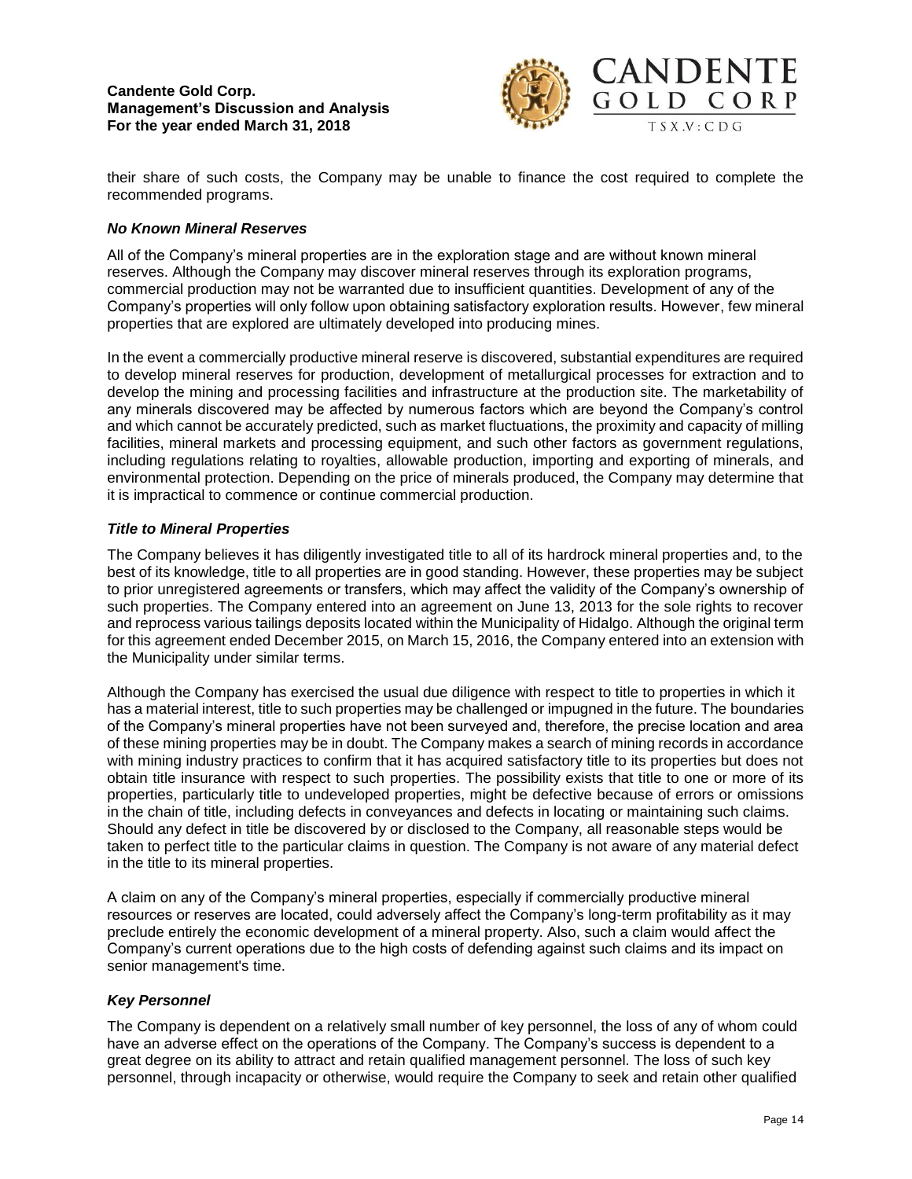their share of such costs, the Company may be unable to finance the cost required to complete the recommended programs.

### *No Known Mineral Reserves*

All of the Company's mineral properties are in the exploration stage and are without known mineral reserves. Although the Company may discover mineral reserves through its exploration programs, commercial production may not be warranted due to insufficient quantities. Development of any of the Company's properties will only follow upon obtaining satisfactory exploration results. However, few mineral properties that are explored are ultimately developed into producing mines.

In the event a commercially productive mineral reserve is discovered, substantial expenditures are required to develop mineral reserves for production, development of metallurgical processes for extraction and to develop the mining and processing facilities and infrastructure at the production site. The marketability of any minerals discovered may be affected by numerous factors which are beyond the Company's control and which cannot be accurately predicted, such as market fluctuations, the proximity and capacity of milling facilities, mineral markets and processing equipment, and such other factors as government regulations, including regulations relating to royalties, allowable production, importing and exporting of minerals, and environmental protection. Depending on the price of minerals produced, the Company may determine that it is impractical to commence or continue commercial production.

### *Title to Mineral Properties*

The Company believes it has diligently investigated title to all of its hardrock mineral properties and, to the best of its knowledge, title to all properties are in good standing. However, these properties may be subject to prior unregistered agreements or transfers, which may affect the validity of the Company's ownership of such properties. The Company entered into an agreement on June 13, 2013 for the sole rights to recover and reprocess various tailings deposits located within the Municipality of Hidalgo. Although the original term for this agreement ended December 2015, on March 15, 2016, the Company entered into an extension with the Municipality under similar terms.

Although the Company has exercised the usual due diligence with respect to title to properties in which it has a material interest, title to such properties may be challenged or impugned in the future. The boundaries of the Company's mineral properties have not been surveyed and, therefore, the precise location and area of these mining properties may be in doubt. The Company makes a search of mining records in accordance with mining industry practices to confirm that it has acquired satisfactory title to its properties but does not obtain title insurance with respect to such properties. The possibility exists that title to one or more of its properties, particularly title to undeveloped properties, might be defective because of errors or omissions in the chain of title, including defects in conveyances and defects in locating or maintaining such claims. Should any defect in title be discovered by or disclosed to the Company, all reasonable steps would be taken to perfect title to the particular claims in question. The Company is not aware of any material defect in the title to its mineral properties.

A claim on any of the Company's mineral properties, especially if commercially productive mineral resources or reserves are located, could adversely affect the Company's long-term profitability as it may preclude entirely the economic development of a mineral property. Also, such a claim would affect the Company's current operations due to the high costs of defending against such claims and its impact on senior management's time.

### *Key Personnel*

The Company is dependent on a relatively small number of key personnel, the loss of any of whom could have an adverse effect on the operations of the Company. The Company's success is dependent to a great degree on its ability to attract and retain qualified management personnel. The loss of such key personnel, through incapacity or otherwise, would require the Company to seek and retain other qualified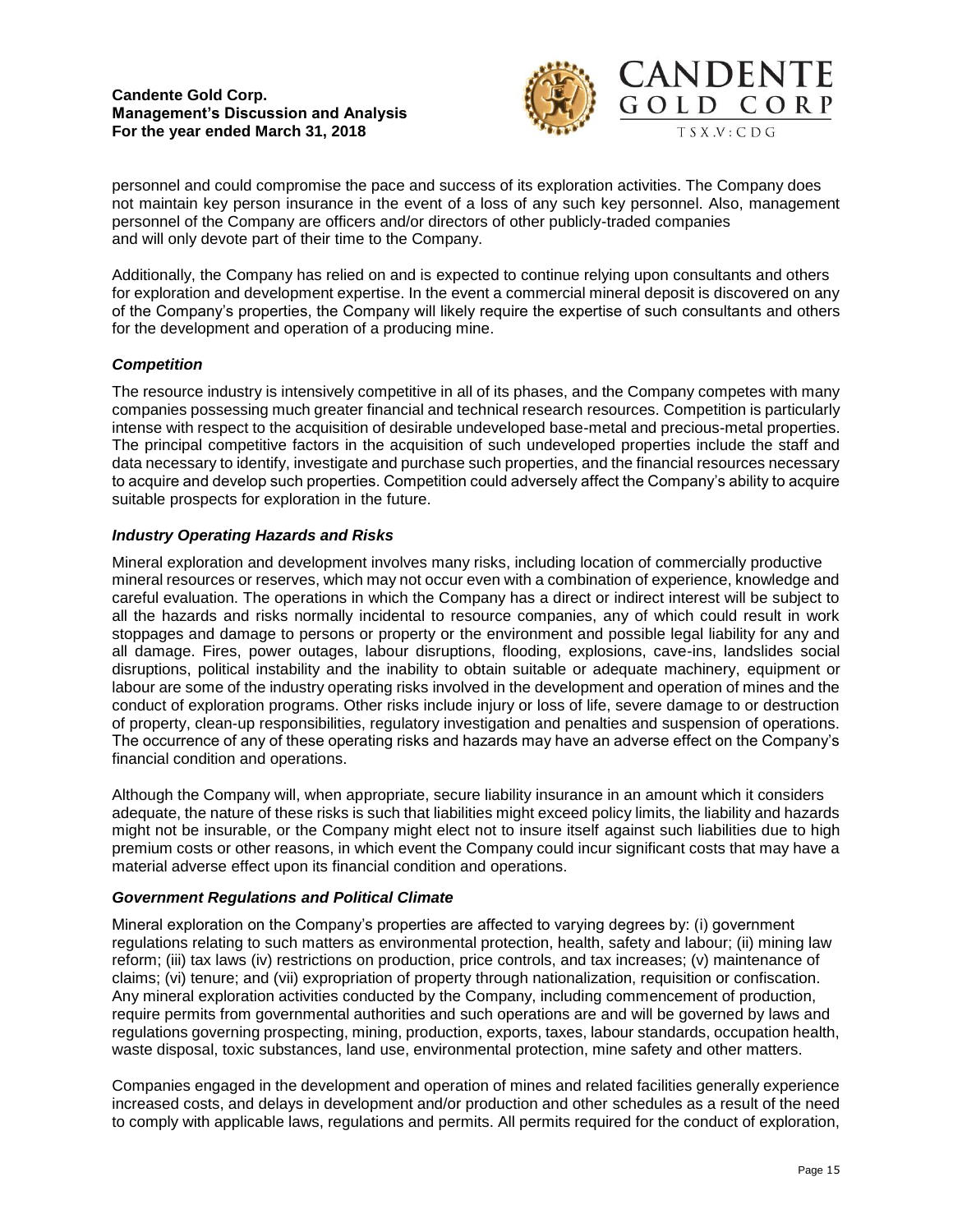personnel and could compromise the pace and success of its exploration activities. The Company does not maintain key person insurance in the event of a loss of any such key personnel. Also, management personnel of the Company are officers and/or directors of other publicly-traded companies and will only devote part of their time to the Company.

Additionally, the Company has relied on and is expected to continue relying upon consultants and others for exploration and development expertise. In the event a commercial mineral deposit is discovered on any of the Company's properties, the Company will likely require the expertise of such consultants and others for the development and operation of a producing mine.

### *Competition*

The resource industry is intensively competitive in all of its phases, and the Company competes with many companies possessing much greater financial and technical research resources. Competition is particularly intense with respect to the acquisition of desirable undeveloped base-metal and precious-metal properties. The principal competitive factors in the acquisition of such undeveloped properties include the staff and data necessary to identify, investigate and purchase such properties, and the financial resources necessary to acquire and develop such properties. Competition could adversely affect the Company's ability to acquire suitable prospects for exploration in the future.

### *Industry Operating Hazards and Risks*

Mineral exploration and development involves many risks, including location of commercially productive mineral resources or reserves, which may not occur even with a combination of experience, knowledge and careful evaluation. The operations in which the Company has a direct or indirect interest will be subject to all the hazards and risks normally incidental to resource companies, any of which could result in work stoppages and damage to persons or property or the environment and possible legal liability for any and all damage. Fires, power outages, labour disruptions, flooding, explosions, cave-ins, landslides social disruptions, political instability and the inability to obtain suitable or adequate machinery, equipment or labour are some of the industry operating risks involved in the development and operation of mines and the conduct of exploration programs. Other risks include injury or loss of life, severe damage to or destruction of property, clean-up responsibilities, regulatory investigation and penalties and suspension of operations. The occurrence of any of these operating risks and hazards may have an adverse effect on the Company's financial condition and operations.

Although the Company will, when appropriate, secure liability insurance in an amount which it considers adequate, the nature of these risks is such that liabilities might exceed policy limits, the liability and hazards might not be insurable, or the Company might elect not to insure itself against such liabilities due to high premium costs or other reasons, in which event the Company could incur significant costs that may have a material adverse effect upon its financial condition and operations.

### *Government Regulations and Political Climate*

Mineral exploration on the Company's properties are affected to varying degrees by: (i) government regulations relating to such matters as environmental protection, health, safety and labour; (ii) mining law reform; (iii) tax laws (iv) restrictions on production, price controls, and tax increases; (v) maintenance of claims; (vi) tenure; and (vii) expropriation of property through nationalization, requisition or confiscation. Any mineral exploration activities conducted by the Company, including commencement of production, require permits from governmental authorities and such operations are and will be governed by laws and regulations governing prospecting, mining, production, exports, taxes, labour standards, occupation health, waste disposal, toxic substances, land use, environmental protection, mine safety and other matters.

Companies engaged in the development and operation of mines and related facilities generally experience increased costs, and delays in development and/or production and other schedules as a result of the need to comply with applicable laws, regulations and permits. All permits required for the conduct of exploration,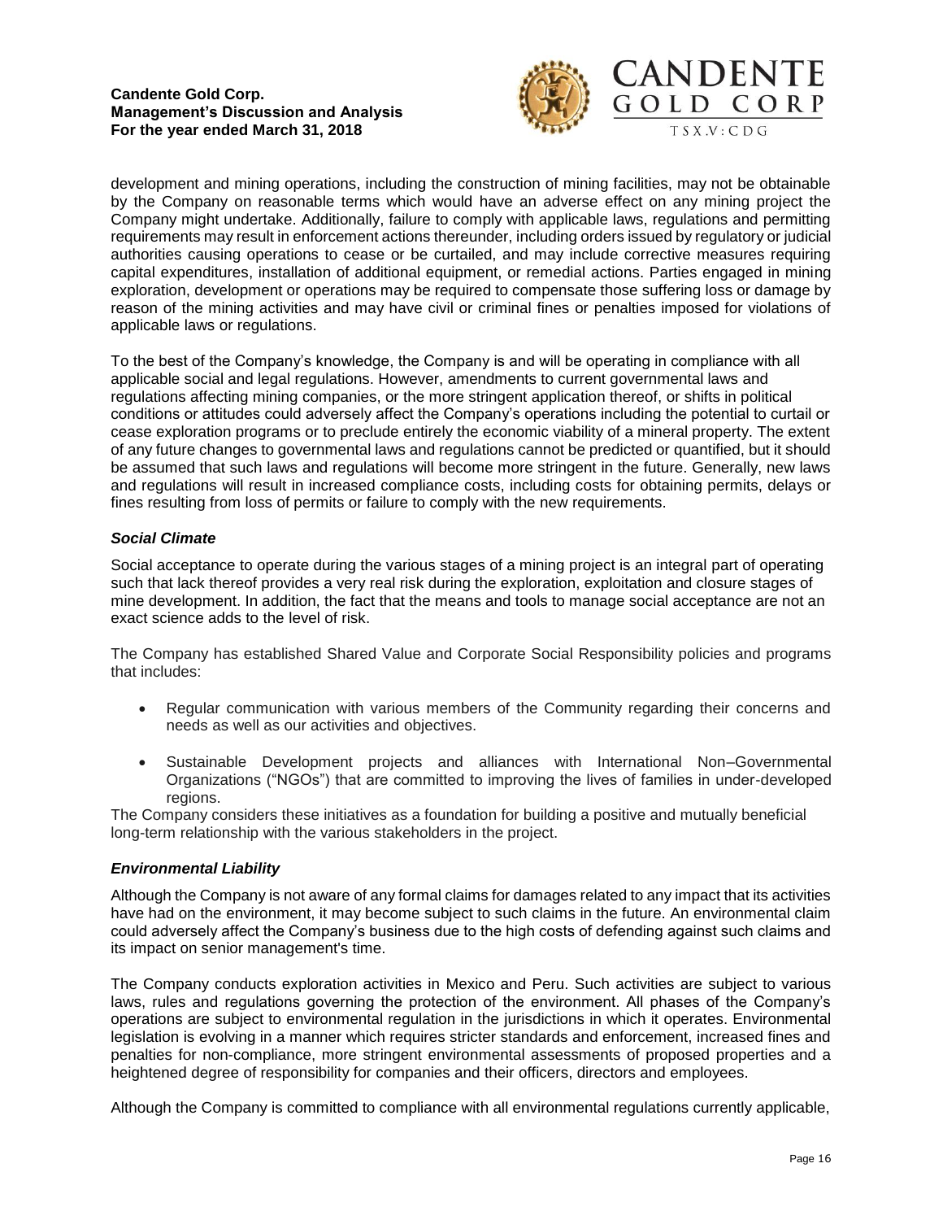development and mining operations, including the construction of mining facilities, may not be obtainable by the Company on reasonable terms which would have an adverse effect on any mining project the Company might undertake. Additionally, failure to comply with applicable laws, regulations and permitting requirements may result in enforcement actions thereunder, including orders issued by regulatory or judicial authorities causing operations to cease or be curtailed, and may include corrective measures requiring capital expenditures, installation of additional equipment, or remedial actions. Parties engaged in mining exploration, development or operations may be required to compensate those suffering loss or damage by reason of the mining activities and may have civil or criminal fines or penalties imposed for violations of applicable laws or regulations.

To the best of the Company's knowledge, the Company is and will be operating in compliance with all applicable social and legal regulations. However, amendments to current governmental laws and regulations affecting mining companies, or the more stringent application thereof, or shifts in political conditions or attitudes could adversely affect the Company's operations including the potential to curtail or cease exploration programs or to preclude entirely the economic viability of a mineral property. The extent of any future changes to governmental laws and regulations cannot be predicted or quantified, but it should be assumed that such laws and regulations will become more stringent in the future. Generally, new laws and regulations will result in increased compliance costs, including costs for obtaining permits, delays or fines resulting from loss of permits or failure to comply with the new requirements.

### *Social Climate*

Social acceptance to operate during the various stages of a mining project is an integral part of operating such that lack thereof provides a very real risk during the exploration, exploitation and closure stages of mine development. In addition, the fact that the means and tools to manage social acceptance are not an exact science adds to the level of risk.

The Company has established Shared Value and Corporate Social Responsibility policies and programs that includes:

- Regular communication with various members of the Community regarding their concerns and needs as well as our activities and objectives.
- Sustainable Development projects and alliances with International Non–Governmental Organizations ("NGOs") that are committed to improving the lives of families in under-developed regions.

The Company considers these initiatives as a foundation for building a positive and mutually beneficial long-term relationship with the various stakeholders in the project.

### *Environmental Liability*

Although the Company is not aware of any formal claims for damages related to any impact that its activities have had on the environment, it may become subject to such claims in the future. An environmental claim could adversely affect the Company's business due to the high costs of defending against such claims and its impact on senior management's time.

The Company conducts exploration activities in Mexico and Peru. Such activities are subject to various laws, rules and regulations governing the protection of the environment. All phases of the Company's operations are subject to environmental regulation in the jurisdictions in which it operates. Environmental legislation is evolving in a manner which requires stricter standards and enforcement, increased fines and penalties for non-compliance, more stringent environmental assessments of proposed properties and a heightened degree of responsibility for companies and their officers, directors and employees.

Although the Company is committed to compliance with all environmental regulations currently applicable,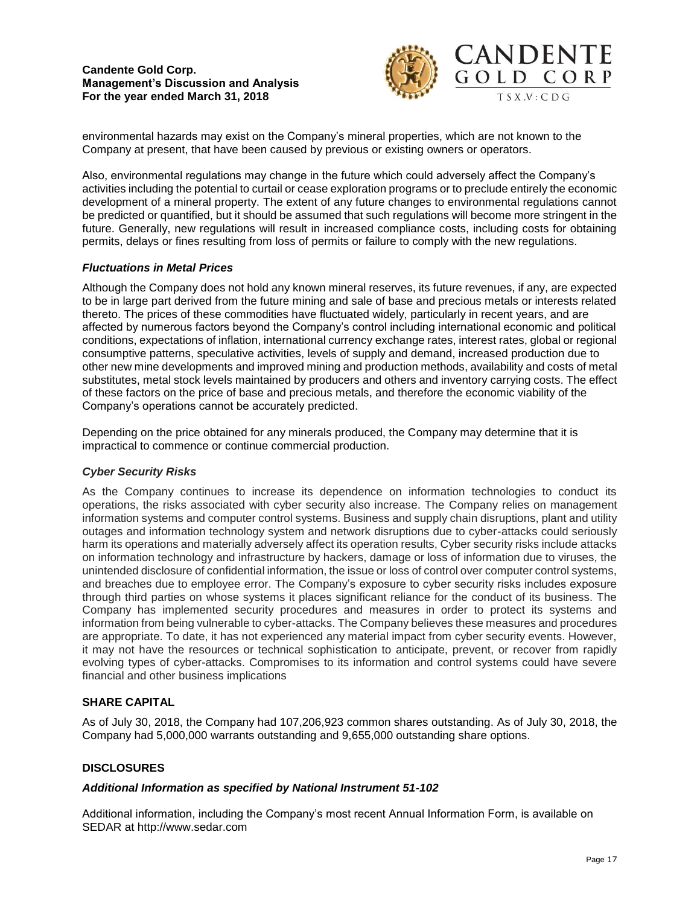environmental hazards may exist on the Company's mineral properties, which are not known to the Company at present, that have been caused by previous or existing owners or operators.

Also, environmental regulations may change in the future which could adversely affect the Company's activities including the potential to curtail or cease exploration programs or to preclude entirely the economic development of a mineral property. The extent of any future changes to environmental regulations cannot be predicted or quantified, but it should be assumed that such regulations will become more stringent in the future. Generally, new regulations will result in increased compliance costs, including costs for obtaining permits, delays or fines resulting from loss of permits or failure to comply with the new regulations.

### *Fluctuations in Metal Prices*

Although the Company does not hold any known mineral reserves, its future revenues, if any, are expected to be in large part derived from the future mining and sale of base and precious metals or interests related thereto. The prices of these commodities have fluctuated widely, particularly in recent years, and are affected by numerous factors beyond the Company's control including international economic and political conditions, expectations of inflation, international currency exchange rates, interest rates, global or regional consumptive patterns, speculative activities, levels of supply and demand, increased production due to other new mine developments and improved mining and production methods, availability and costs of metal substitutes, metal stock levels maintained by producers and others and inventory carrying costs. The effect of these factors on the price of base and precious metals, and therefore the economic viability of the Company's operations cannot be accurately predicted.

Depending on the price obtained for any minerals produced, the Company may determine that it is impractical to commence or continue commercial production.

### *Cyber Security Risks*

As the Company continues to increase its dependence on information technologies to conduct its operations, the risks associated with cyber security also increase. The Company relies on management information systems and computer control systems. Business and supply chain disruptions, plant and utility outages and information technology system and network disruptions due to cyber-attacks could seriously harm its operations and materially adversely affect its operation results, Cyber security risks include attacks on information technology and infrastructure by hackers, damage or loss of information due to viruses, the unintended disclosure of confidential information, the issue or loss of control over computer control systems, and breaches due to employee error. The Company's exposure to cyber security risks includes exposure through third parties on whose systems it places significant reliance for the conduct of its business. The Company has implemented security procedures and measures in order to protect its systems and information from being vulnerable to cyber-attacks. The Company believes these measures and procedures are appropriate. To date, it has not experienced any material impact from cyber security events. However, it may not have the resources or technical sophistication to anticipate, prevent, or recover from rapidly evolving types of cyber-attacks. Compromises to its information and control systems could have severe financial and other business implications

## SHARE CAPITAL

As of July 30, 2018, the Company had 107,206,923 common shares outstanding. As of July 30, 2018, the Company had 5,000,000 warrants outstanding and 9,655,000 outstanding share options.

## DISCLOSURES

### *Additional Information as specified by National Instrument 51-102*

Additional information, including the Company's most recent Annual Information Form, is available on SEDAR at http://www.sedar.com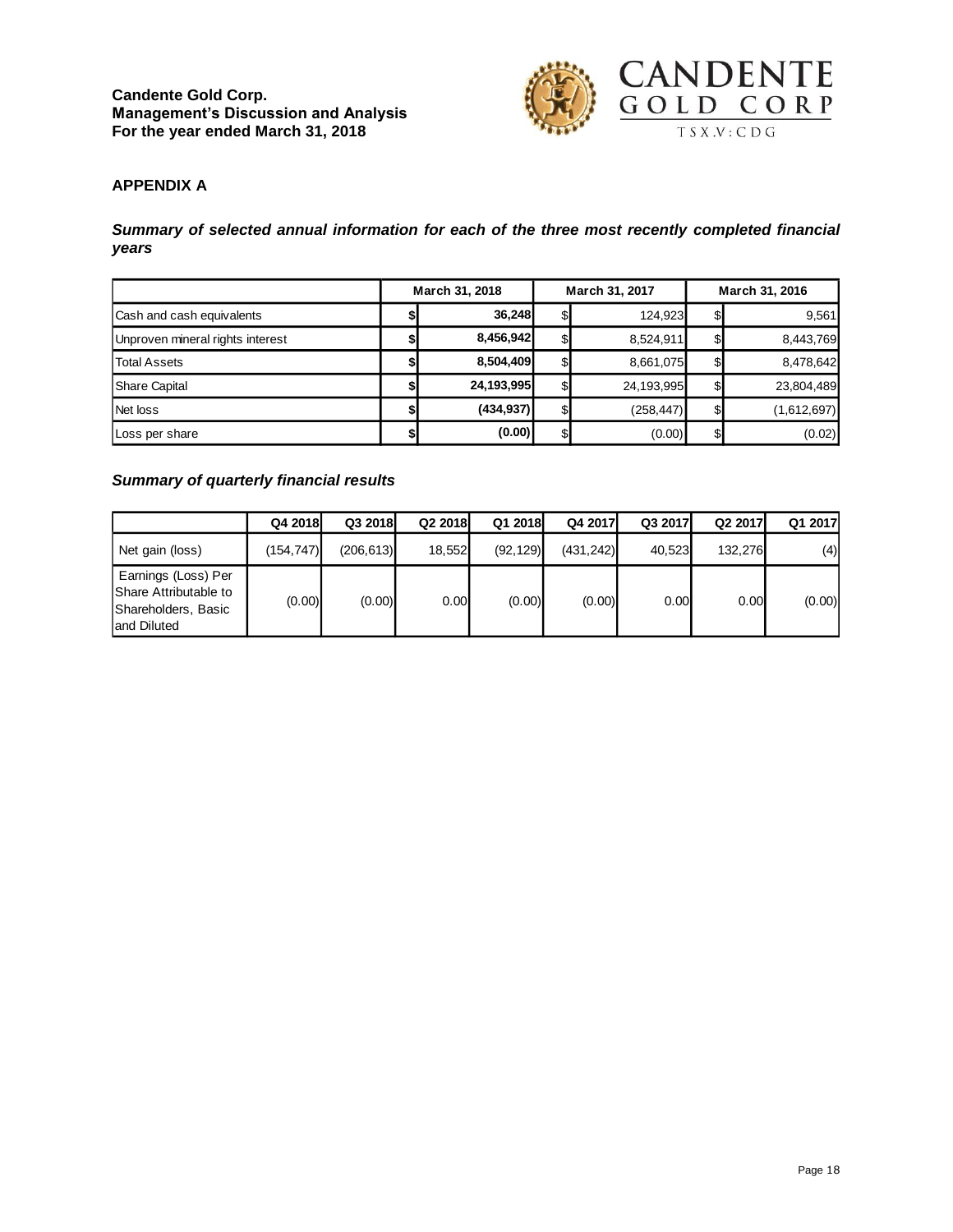Candente Gold Corp.
Management's Discussion and Analysis
For the year ended March 31, 2018

## APPENDIX A

***Summary of selected annual information for each of the three most recently completed financial years***

| | March 31, 2018 | | March 31, 2017 | | March 31, 2016 | |
|---|---|---|---|---|---|---|
| Cash and cash equivalents | **$** | **36,248** | $ | 124,923 | $ | 9,561 |
| Unproven mineral rights interest | **$** | **8,456,942** | $ | 8,524,911 | $ | 8,443,769 |
| Total Assets | **$** | **8,504,409** | $ | 8,661,075 | $ | 8,478,642 |
| Share Capital | **$** | **24,193,995** | $ | 24,193,995 | $ | 23,804,489 |
| Net loss | **$** | **(434,937)** | $ | (258,447) | $ | (1,612,697) |
| Loss per share | **$** | **(0.00)** | $ | (0.00) | $ | (0.02) |

***Summary of quarterly financial results***

| | Q4 2018 | Q3 2018 | Q2 2018 | Q1 2018 | Q4 2017 | Q3 2017 | Q2 2017 | Q1 2017 |
|---|---|---|---|---|---|---|---|---|
| Net gain (loss) | (154,747) | (206,613) | 18,552 | (92,129) | (431,242) | 40,523 | 132,276 | (4) |
| Earnings (Loss) Per Share Attributable to Shareholders, Basic and Diluted | (0.00) | (0.00) | 0.00 | (0.00) | (0.00) | 0.00 | 0.00 | (0.00) |